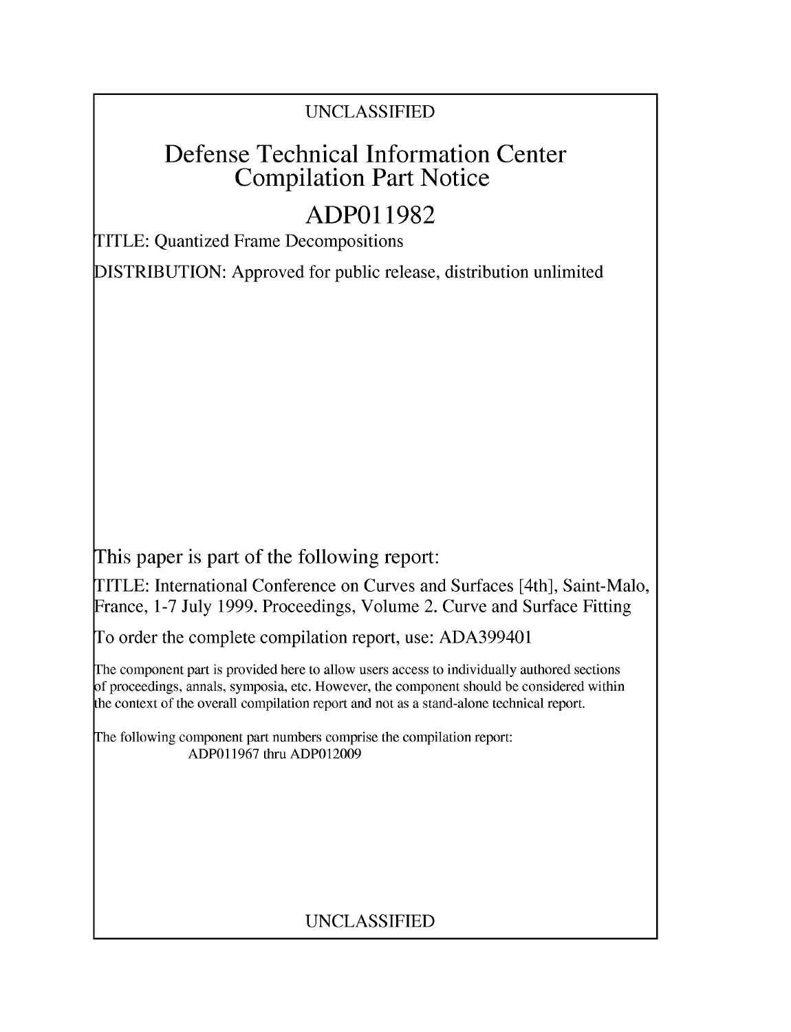UNCLASSIFIED

# Defense Technical Information Center Compilation Part Notice

# ADP011982

TITLE: Quantized Frame Decompositions

DISTRIBUTION: Approved for public release, distribution unlimited

This paper is part of the following report:

TITLE: International Conference on Curves and Surfaces [4th], Saint-Malo, France, 1-7 July 1999. Proceedings, Volume 2. Curve and Surface Fitting

To order the complete compilation report, use: ADA399401

The component part is provided here to allow users access to individually authored sections of proceedings, annals, symposia, etc. However, the component should be considered within the context of the overall compilation report and not as a stand-alone technical report.

The following component part numbers comprise the compilation report:
ADP011967 thru ADP012009

UNCLASSIFIED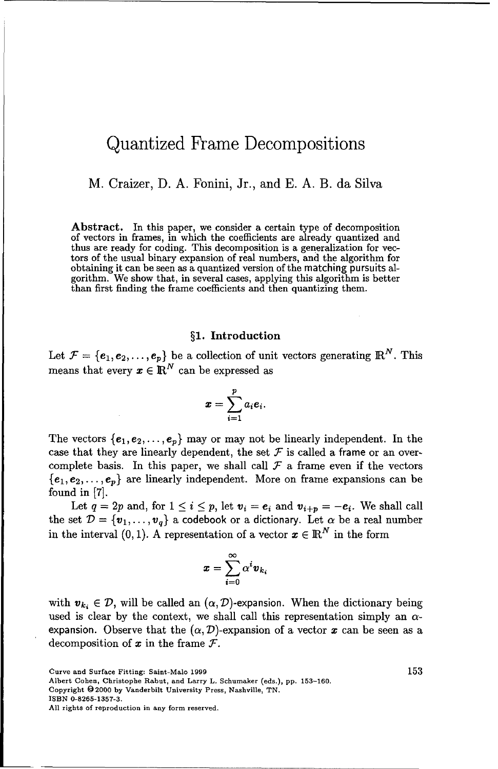# Quantized Frame Decompositions

M. Craizer, D. A. Fonini, Jr., and E. A. B. da Silva

**Abstract.** In this paper, we consider a certain type of decomposition of vectors in frames, in which the coefficients are already quantized and thus are ready for coding. This decomposition is a generalization for vectors of the usual binary expansion of real numbers, and the algorithm for obtaining it can be seen as a quantized version of the matching pursuits algorithm. We show that, in several cases, applying this algorithm is better than first finding the frame coefficients and then quantizing them.

## §1. Introduction

Let $\mathcal{F} = \{e_1, e_2, \ldots, e_p\}$ be a collection of unit vectors generating $\mathbb{R}^N$. This means that every $x \in \mathbb{R}^N$ can be expressed as

$$x = \sum_{i=1}^{p} a_i e_i.$$

The vectors $\{e_1, e_2, \ldots, e_p\}$ may or may not be linearly independent. In the case that they are linearly dependent, the set $\mathcal{F}$ is called a frame or an overcomplete basis. In this paper, we shall call $\mathcal{F}$ a frame even if the vectors $\{e_1, e_2, \ldots, e_p\}$ are linearly independent. More on frame expansions can be found in [7].

Let $q = 2p$ and, for $1 \leq i \leq p$, let $v_i = e_i$ and $v_{i+p} = -e_i$. We shall call the set $\mathcal{D} = \{v_1, \ldots, v_q\}$ a codebook or a dictionary. Let $\alpha$ be a real number in the interval $(0, 1)$. A representation of a vector $x \in \mathbb{R}^N$ in the form

$$x = \sum_{i=0}^{\infty} \alpha^i v_{k_i}$$

with $v_{k_i} \in \mathcal{D}$, will be called an $(\alpha, \mathcal{D})$-expansion. When the dictionary being used is clear by the context, we shall call this representation simply an $\alpha$-expansion. Observe that the $(\alpha, \mathcal{D})$-expansion of a vector $x$ can be seen as a decomposition of $x$ in the frame $\mathcal{F}$.

Curve and Surface Fitting: Saint-Malo 1999
Albert Cohen, Christophe Rabut, and Larry L. Schumaker (eds.), pp. 153–160.
Copyright © 2000 by Vanderbilt University Press, Nashville, TN.
ISBN 0-8265-1357-3.
All rights of reproduction in any form reserved.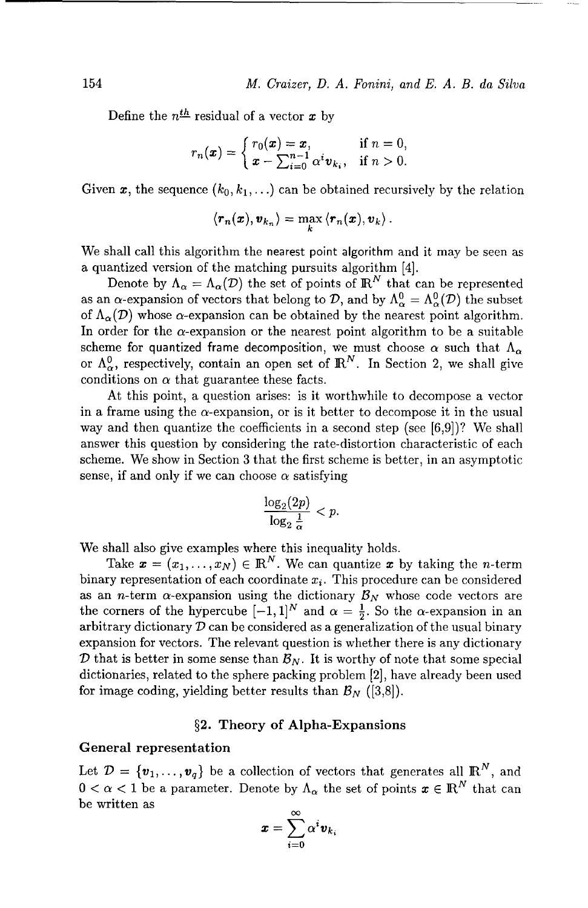Define the $n^{th}$ residual of a vector $\boldsymbol{x}$ by

$$r_n(\boldsymbol{x}) = \begin{cases} r_0(\boldsymbol{x}) = \boldsymbol{x}, & \text{if } n = 0, \\ \boldsymbol{x} - \sum_{i=0}^{n-1} \alpha^i \boldsymbol{v}_{k_i}, & \text{if } n > 0. \end{cases}$$

Given $\boldsymbol{x}$, the sequence $(k_0, k_1, \ldots)$ can be obtained recursively by the relation

$$\langle \boldsymbol{r}_n(\boldsymbol{x}), \boldsymbol{v}_{k_n} \rangle = \max_k \langle \boldsymbol{r}_n(\boldsymbol{x}), \boldsymbol{v}_k \rangle .$$

We shall call this algorithm the nearest point algorithm and it may be seen as a quantized version of the matching pursuits algorithm [4].

Denote by $\Lambda_\alpha = \Lambda_\alpha(\mathcal{D})$ the set of points of $\mathbb{R}^N$ that can be represented as an $\alpha$-expansion of vectors that belong to $\mathcal{D}$, and by $\Lambda_\alpha^0 = \Lambda_\alpha^0(\mathcal{D})$ the subset of $\Lambda_\alpha(\mathcal{D})$ whose $\alpha$-expansion can be obtained by the nearest point algorithm. In order for the $\alpha$-expansion or the nearest point algorithm to be a suitable scheme for quantized frame decomposition, we must choose $\alpha$ such that $\Lambda_\alpha$ or $\Lambda_\alpha^0$, respectively, contain an open set of $\mathbb{R}^N$. In Section 2, we shall give conditions on $\alpha$ that guarantee these facts.

At this point, a question arises: is it worthwhile to decompose a vector in a frame using the $\alpha$-expansion, or is it better to decompose it in the usual way and then quantize the coefficients in a second step (see [6,9])? We shall answer this question by considering the rate-distortion characteristic of each scheme. We show in Section 3 that the first scheme is better, in an asymptotic sense, if and only if we can choose $\alpha$ satisfying

$$\frac{\log_2(2p)}{\log_2 \frac{1}{\alpha}} < p.$$

We shall also give examples where this inequality holds.

Take $\boldsymbol{x} = (x_1, \ldots, x_N) \in \mathbb{R}^N$. We can quantize $\boldsymbol{x}$ by taking the $n$-term binary representation of each coordinate $x_i$. This procedure can be considered as an $n$-term $\alpha$-expansion using the dictionary $\mathcal{B}_N$ whose code vectors are the corners of the hypercube $[-1,1]^N$ and $\alpha = \frac{1}{2}$. So the $\alpha$-expansion in an arbitrary dictionary $\mathcal{D}$ can be considered as a generalization of the usual binary expansion for vectors. The relevant question is whether there is any dictionary $\mathcal{D}$ that is better in some sense than $\mathcal{B}_N$. It is worthy of note that some special dictionaries, related to the sphere packing problem [2], have already been used for image coding, yielding better results than $\mathcal{B}_N$ ([3,8]).

## §2. Theory of Alpha-Expansions

### General representation

Let $\mathcal{D} = \{\boldsymbol{v}_1, \ldots, \boldsymbol{v}_q\}$ be a collection of vectors that generates all $\mathbb{R}^N$, and $0 < \alpha < 1$ be a parameter. Denote by $\Lambda_\alpha$ the set of points $\boldsymbol{x} \in \mathbb{R}^N$ that can be written as

$$\boldsymbol{x} = \sum_{i=0}^{\infty} \alpha^i \boldsymbol{v}_{k_i}$$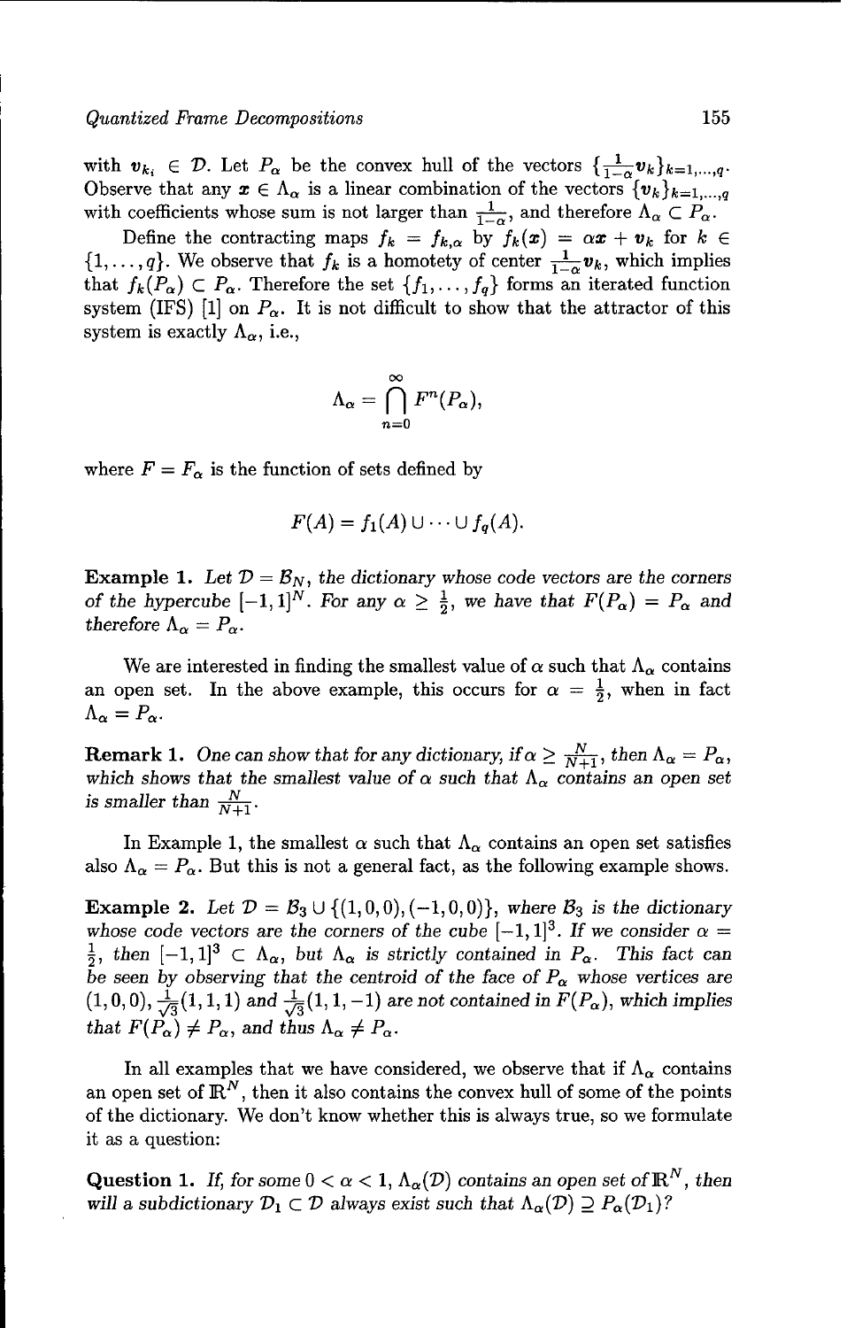with $\boldsymbol{v}_{k_i} \in \mathcal{D}$. Let $P_\alpha$ be the convex hull of the vectors $\{\frac{1}{1-\alpha}\boldsymbol{v}_k\}_{k=1,\dots,q}$. Observe that any $\boldsymbol{x} \in \Lambda_\alpha$ is a linear combination of the vectors $\{\boldsymbol{v}_k\}_{k=1,\dots,q}$ with coefficients whose sum is not larger than $\frac{1}{1-\alpha}$, and therefore $\Lambda_\alpha \subset P_\alpha$.

Define the contracting maps $f_k = f_{k,\alpha}$ by $f_k(\boldsymbol{x}) = \alpha\boldsymbol{x} + \boldsymbol{v}_k$ for $k \in \{1,\dots,q\}$. We observe that $f_k$ is a homotety of center $\frac{1}{1-\alpha}\boldsymbol{v}_k$, which implies that $f_k(P_\alpha) \subset P_\alpha$. Therefore the set $\{f_1,\dots,f_q\}$ forms an iterated function system (IFS) [1] on $P_\alpha$. It is not difficult to show that the attractor of this system is exactly $\Lambda_\alpha$, i.e.,

$$\Lambda_\alpha = \bigcap_{n=0}^{\infty} F^n(P_\alpha),$$

where $F = F_\alpha$ is the function of sets defined by

$$F(A) = f_1(A) \cup \cdots \cup f_q(A).$$

**Example 1.** *Let $\mathcal{D} = \mathcal{B}_N$, the dictionary whose code vectors are the corners of the hypercube $[-1,1]^N$. For any $\alpha \geq \frac{1}{2}$, we have that $F(P_\alpha) = P_\alpha$ and therefore $\Lambda_\alpha = P_\alpha$.*

We are interested in finding the smallest value of $\alpha$ such that $\Lambda_\alpha$ contains an open set. In the above example, this occurs for $\alpha = \frac{1}{2}$, when in fact $\Lambda_\alpha = P_\alpha$.

**Remark 1.** *One can show that for any dictionary, if $\alpha \geq \frac{N}{N+1}$, then $\Lambda_\alpha = P_\alpha$, which shows that the smallest value of $\alpha$ such that $\Lambda_\alpha$ contains an open set is smaller than $\frac{N}{N+1}$.*

In Example 1, the smallest $\alpha$ such that $\Lambda_\alpha$ contains an open set satisfies also $\Lambda_\alpha = P_\alpha$. But this is not a general fact, as the following example shows.

**Example 2.** *Let $\mathcal{D} = \mathcal{B}_3 \cup \{(1,0,0),(-1,0,0)\}$, where $\mathcal{B}_3$ is the dictionary whose code vectors are the corners of the cube $[-1,1]^3$. If we consider $\alpha = \frac{1}{2}$, then $[-1,1]^3 \subset \Lambda_\alpha$, but $\Lambda_\alpha$ is strictly contained in $P_\alpha$. This fact can be seen by observing that the centroid of the face of $P_\alpha$ whose vertices are $(1,0,0)$, $\frac{1}{\sqrt{3}}(1,1,1)$ and $\frac{1}{\sqrt{3}}(1,1,-1)$ are not contained in $F(P_\alpha)$, which implies that $F(P_\alpha) \neq P_\alpha$, and thus $\Lambda_\alpha \neq P_\alpha$.*

In all examples that we have considered, we observe that if $\Lambda_\alpha$ contains an open set of $\mathbb{R}^N$, then it also contains the convex hull of some of the points of the dictionary. We don't know whether this is always true, so we formulate it as a question:

**Question 1.** *If, for some $0 < \alpha < 1$, $\Lambda_\alpha(\mathcal{D})$ contains an open set of $\mathbb{R}^N$, then will a subdictionary $\mathcal{D}_1 \subset \mathcal{D}$ always exist such that $\Lambda_\alpha(\mathcal{D}) \supseteq P_\alpha(\mathcal{D}_1)$?*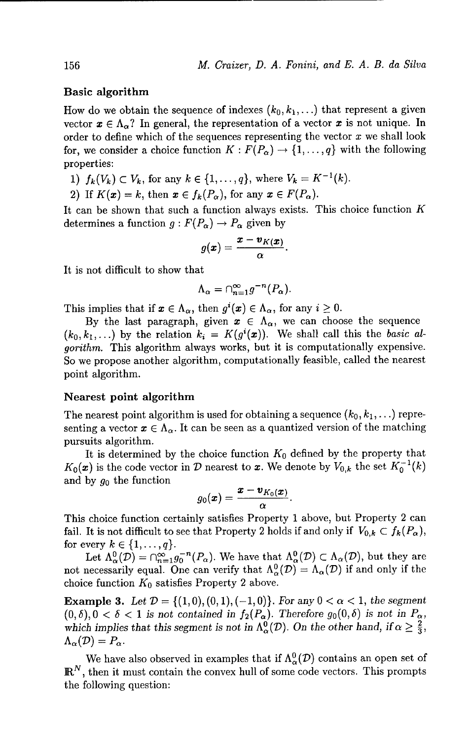### Basic algorithm

How do we obtain the sequence of indexes $(k_0, k_1, \ldots)$ that represent a given vector $\boldsymbol{x} \in \Lambda_\alpha$? In general, the representation of a vector $\boldsymbol{x}$ is not unique. In order to define which of the sequences representing the vector $x$ we shall look for, we consider a choice function $K : F(P_\alpha) \to \{1, \ldots, q\}$ with the following properties:

1) $f_k(V_k) \subset V_k$, for any $k \in \{1, \ldots, q\}$, where $V_k = K^{-1}(k)$.
2) If $K(\boldsymbol{x}) = k$, then $\boldsymbol{x} \in f_k(P_\alpha)$, for any $\boldsymbol{x} \in F(P_\alpha)$.

It can be shown that such a function always exists. This choice function $K$ determines a function $g : F(P_\alpha) \to P_\alpha$ given by

$$g(\boldsymbol{x}) = \frac{\boldsymbol{x} - \boldsymbol{v}_{K(\boldsymbol{x})}}{\alpha}.$$

It is not difficult to show that

$$\Lambda_\alpha = \cap_{n=1}^{\infty} g^{-n}(P_\alpha).$$

This implies that if $\boldsymbol{x} \in \Lambda_\alpha$, then $g^i(\boldsymbol{x}) \in \Lambda_\alpha$, for any $i \geq 0$.

By the last paragraph, given $\boldsymbol{x} \in \Lambda_\alpha$, we can choose the sequence $(k_0, k_1, \ldots)$ by the relation $k_i = K(g^i(\boldsymbol{x}))$. We shall call this the *basic algorithm*. This algorithm always works, but it is computationally expensive. So we propose another algorithm, computationally feasible, called the nearest point algorithm.

### Nearest point algorithm

The nearest point algorithm is used for obtaining a sequence $(k_0, k_1, \ldots)$ representing a vector $\boldsymbol{x} \in \Lambda_\alpha$. It can be seen as a quantized version of the matching pursuits algorithm.

It is determined by the choice function $K_0$ defined by the property that $K_0(\boldsymbol{x})$ is the code vector in $\mathcal{D}$ nearest to $\boldsymbol{x}$. We denote by $V_{0,k}$ the set $K_0^{-1}(k)$ and by $g_0$ the function

$$g_0(\boldsymbol{x}) = \frac{\boldsymbol{x} - \boldsymbol{v}_{K_0(\boldsymbol{x})}}{\alpha}.$$

This choice function certainly satisfies Property 1 above, but Property 2 can fail. It is not difficult to see that Property 2 holds if and only if $V_{0,k} \subset f_k(P_\alpha)$, for every $k \in \{1, \ldots, q\}$.

Let $\Lambda_\alpha^0(\mathcal{D}) = \cap_{n=1}^{\infty} g_0^{-n}(P_\alpha)$. We have that $\Lambda_\alpha^0(\mathcal{D}) \subset \Lambda_\alpha(\mathcal{D})$, but they are not necessarily equal. One can verify that $\Lambda_\alpha^0(\mathcal{D}) = \Lambda_\alpha(\mathcal{D})$ if and only if the choice function $K_0$ satisfies Property 2 above.

**Example 3.** *Let $\mathcal{D} = \{(1,0), (0,1), (-1,0)\}$. For any $0 < \alpha < 1$, the segment $(0, \delta), 0 < \delta < 1$ is not contained in $f_2(P_\alpha)$. Therefore $g_0(0, \delta)$ is not in $P_\alpha$, which implies that this segment is not in $\Lambda_\alpha^0(\mathcal{D})$. On the other hand, if $\alpha \geq \frac{2}{3}$, $\Lambda_\alpha(\mathcal{D}) = P_\alpha$.*

We have also observed in examples that if $\Lambda_\alpha^0(\mathcal{D})$ contains an open set of $\mathbb{R}^N$, then it must contain the convex hull of some code vectors. This prompts the following question: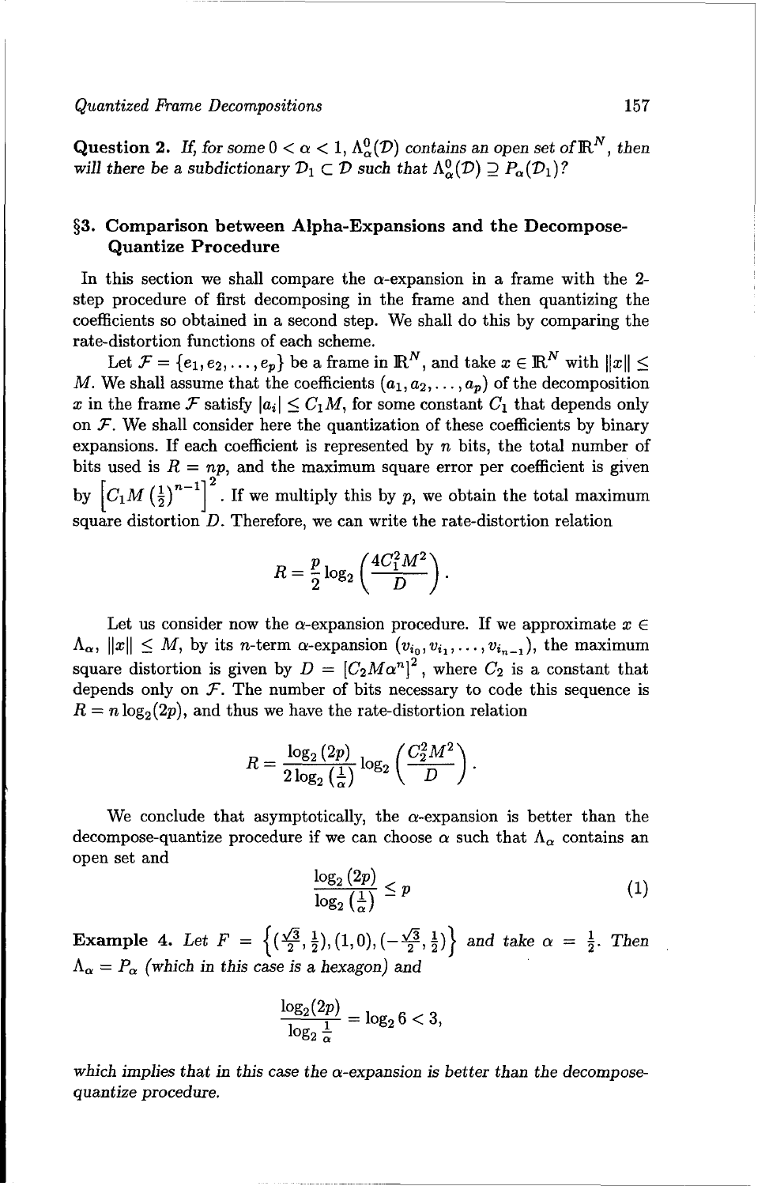**Question 2.** *If, for some $0 < \alpha < 1$, $\Lambda^0_\alpha(\mathcal{D})$ contains an open set of $\mathbb{R}^N$, then will there be a subdictionary $\mathcal{D}_1 \subset \mathcal{D}$ such that $\Lambda^0_\alpha(\mathcal{D}) \supseteq P_\alpha(\mathcal{D}_1)$?*

## §3. Comparison between Alpha-Expansions and the Decompose-Quantize Procedure

In this section we shall compare the $\alpha$-expansion in a frame with the 2-step procedure of first decomposing in the frame and then quantizing the coefficients so obtained in a second step. We shall do this by comparing the rate-distortion functions of each scheme.

Let $\mathcal{F} = \{e_1, e_2, \ldots, e_p\}$ be a frame in $\mathbb{R}^N$, and take $x \in \mathbb{R}^N$ with $\|x\| \leq M$. We shall assume that the coefficients $(a_1, a_2, \ldots, a_p)$ of the decomposition $x$ in the frame $\mathcal{F}$ satisfy $|a_i| \leq C_1 M$, for some constant $C_1$ that depends only on $\mathcal{F}$. We shall consider here the quantization of these coefficients by binary expansions. If each coefficient is represented by $n$ bits, the total number of bits used is $R = np$, and the maximum square error per coefficient is given by $\left[C_1 M \left(\frac{1}{2}\right)^{n-1}\right]^2$. If we multiply this by $p$, we obtain the total maximum square distortion $D$. Therefore, we can write the rate-distortion relation

$$R = \frac{p}{2} \log_2 \left(\frac{4C_1^2 M^2}{D}\right).$$

Let us consider now the $\alpha$-expansion procedure. If we approximate $x \in \Lambda_\alpha$, $\|x\| \leq M$, by its $n$-term $\alpha$-expansion $(v_{i_0}, v_{i_1}, \ldots, v_{i_{n-1}})$, the maximum square distortion is given by $D = [C_2 M \alpha^n]^2$, where $C_2$ is a constant that depends only on $\mathcal{F}$. The number of bits necessary to code this sequence is $R = n \log_2(2p)$, and thus we have the rate-distortion relation

$$R = \frac{\log_2(2p)}{2 \log_2\left(\frac{1}{\alpha}\right)} \log_2 \left(\frac{C_2^2 M^2}{D}\right).$$

We conclude that asymptotically, the $\alpha$-expansion is better than the decompose-quantize procedure if we can choose $\alpha$ such that $\Lambda_\alpha$ contains an open set and

$$\frac{\log_2(2p)}{\log_2\left(\frac{1}{\alpha}\right)} \leq p \tag{1}$$

**Example 4.** *Let $F = \left\{\left(\frac{\sqrt{3}}{2}, \frac{1}{2}\right), (1, 0), \left(-\frac{\sqrt{3}}{2}, \frac{1}{2}\right)\right\}$ and take $\alpha = \frac{1}{2}$. Then $\Lambda_\alpha = P_\alpha$ (which in this case is a hexagon) and*

$$\frac{\log_2(2p)}{\log_2 \frac{1}{\alpha}} = \log_2 6 < 3,$$

*which implies that in this case the $\alpha$-expansion is better than the decompose-quantize procedure.*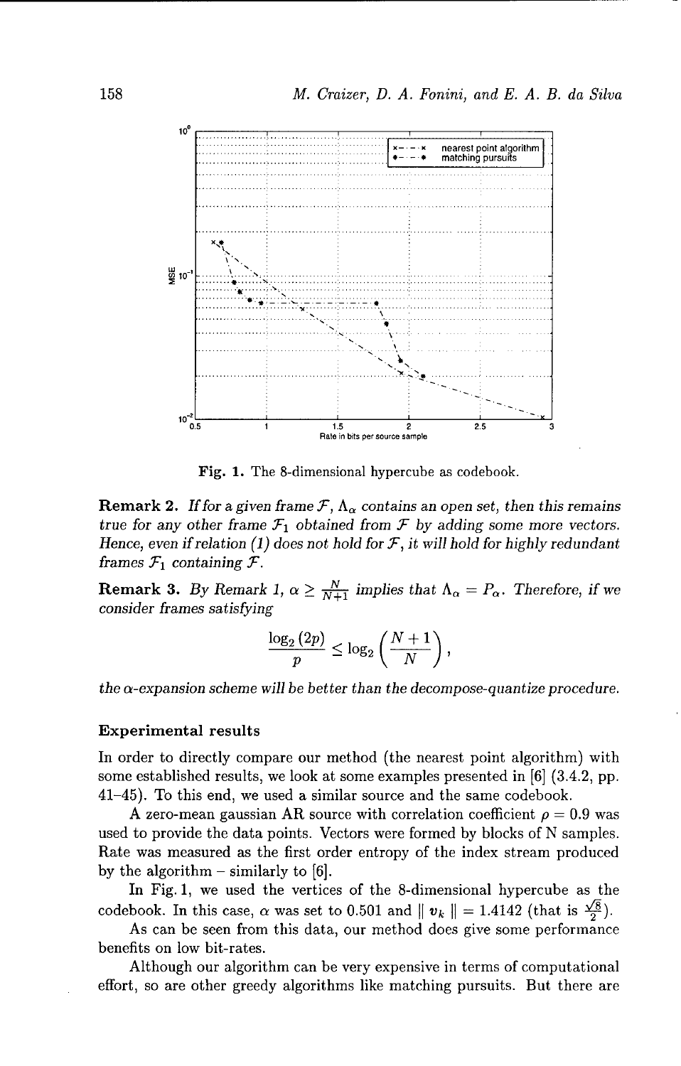Fig. 1. The 8-dimensional hypercube as codebook.

**Remark 2.** *If for a given frame $\mathcal{F}$, $\Lambda_\alpha$ contains an open set, then this remains true for any other frame $\mathcal{F}_1$ obtained from $\mathcal{F}$ by adding some more vectors. Hence, even if relation (1) does not hold for $\mathcal{F}$, it will hold for highly redundant frames $\mathcal{F}_1$ containing $\mathcal{F}$.*

**Remark 3.** *By Remark 1, $\alpha \geq \frac{N}{N+1}$ implies that $\Lambda_\alpha = P_\alpha$. Therefore, if we consider frames satisfying*

$$\frac{\log_2(2p)}{p} \leq \log_2\left(\frac{N+1}{N}\right),$$

*the $\alpha$-expansion scheme will be better than the decompose-quantize procedure.*

### Experimental results

In order to directly compare our method (the nearest point algorithm) with some established results, we look at some examples presented in [6] (3.4.2, pp. 41–45). To this end, we used a similar source and the same codebook.

A zero-mean gaussian AR source with correlation coefficient $\rho = 0.9$ was used to provide the data points. Vectors were formed by blocks of N samples. Rate was measured as the first order entropy of the index stream produced by the algorithm – similarly to [6].

In Fig. 1, we used the vertices of the 8-dimensional hypercube as the codebook. In this case, $\alpha$ was set to 0.501 and $\| v_k \| = 1.4142$ (that is $\frac{\sqrt{8}}{2}$).

As can be seen from this data, our method does give some performance benefits on low bit-rates.

Although our algorithm can be very expensive in terms of computational effort, so are other greedy algorithms like matching pursuits. But there are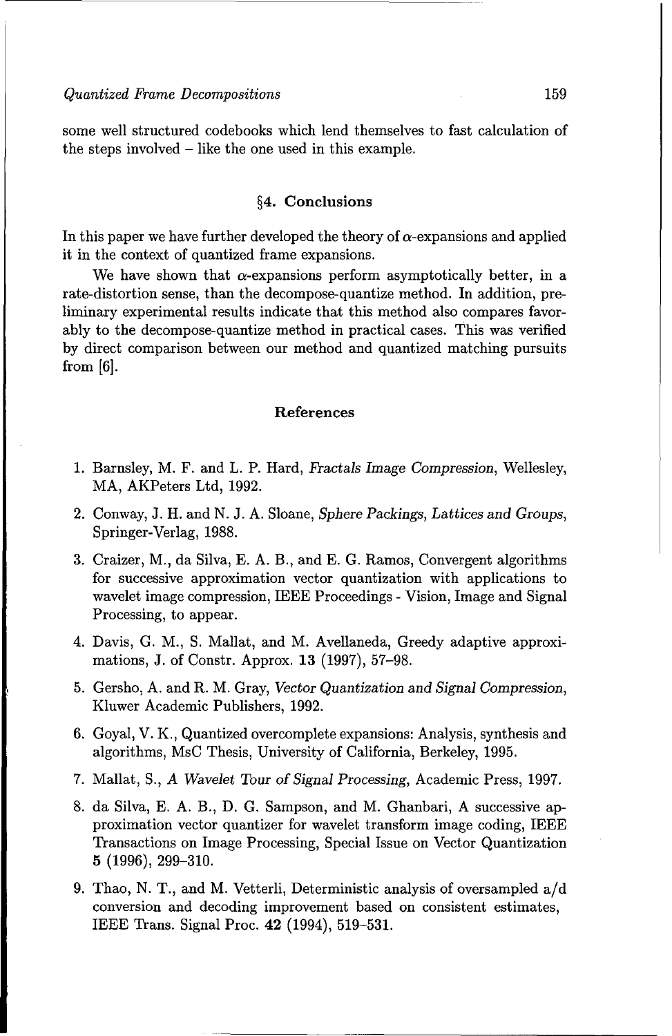some well structured codebooks which lend themselves to fast calculation of the steps involved – like the one used in this example.

## §4. Conclusions

In this paper we have further developed the theory of $\alpha$-expansions and applied it in the context of quantized frame expansions.

We have shown that $\alpha$-expansions perform asymptotically better, in a rate-distortion sense, than the decompose-quantize method. In addition, preliminary experimental results indicate that this method also compares favorably to the decompose-quantize method in practical cases. This was verified by direct comparison between our method and quantized matching pursuits from [6].

## References

1. Barnsley, M. F. and L. P. Hard, *Fractals Image Compression*, Wellesley, MA, AKPeters Ltd, 1992.
2. Conway, J. H. and N. J. A. Sloane, *Sphere Packings, Lattices and Groups*, Springer-Verlag, 1988.
3. Craizer, M., da Silva, E. A. B., and E. G. Ramos, Convergent algorithms for successive approximation vector quantization with applications to wavelet image compression, IEEE Proceedings - Vision, Image and Signal Processing, to appear.
4. Davis, G. M., S. Mallat, and M. Avellaneda, Greedy adaptive approximations, J. of Constr. Approx. **13** (1997), 57–98.
5. Gersho, A. and R. M. Gray, *Vector Quantization and Signal Compression*, Kluwer Academic Publishers, 1992.
6. Goyal, V. K., Quantized overcomplete expansions: Analysis, synthesis and algorithms, MsC Thesis, University of California, Berkeley, 1995.
7. Mallat, S., *A Wavelet Tour of Signal Processing*, Academic Press, 1997.
8. da Silva, E. A. B., D. G. Sampson, and M. Ghanbari, A successive approximation vector quantizer for wavelet transform image coding, IEEE Transactions on Image Processing, Special Issue on Vector Quantization **5** (1996), 299–310.
9. Thao, N. T., and M. Vetterli, Deterministic analysis of oversampled a/d conversion and decoding improvement based on consistent estimates, IEEE Trans. Signal Proc. **42** (1994), 519–531.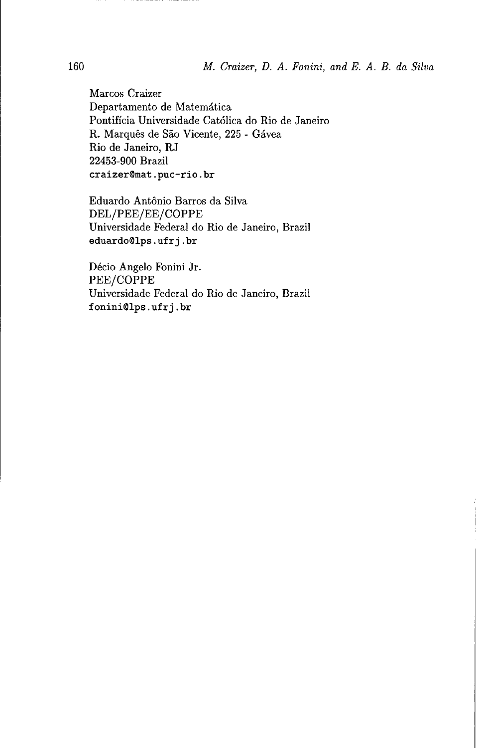Marcos Craizer
Departamento de Matemática
Pontifícia Universidade Católica do Rio de Janeiro
R. Marquês de São Vicente, 225 - Gávea
Rio de Janeiro, RJ
22453-900 Brazil
`craizer@mat.puc-rio.br`

Eduardo Antônio Barros da Silva
DEL/PEE/EE/COPPE
Universidade Federal do Rio de Janeiro, Brazil
`eduardo@lps.ufrj.br`

Décio Angelo Fonini Jr.
PEE/COPPE
Universidade Federal do Rio de Janeiro, Brazil
`fonini@lps.ufrj.br`